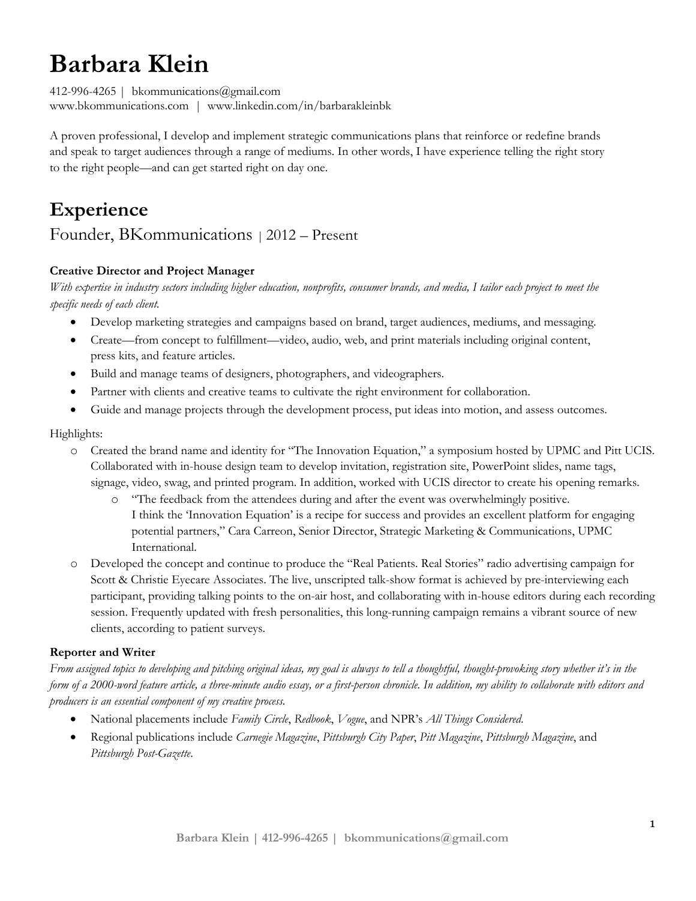# Barbara Klein

412-996-4265 | bkommunications@gmail.com
www.bkommunications.com | www.linkedin.com/in/barbarakleinbk

A proven professional, I develop and implement strategic communications plans that reinforce or redefine brands and speak to target audiences through a range of mediums. In other words, I have experience telling the right story to the right people—and can get started right on day one.

# Experience

## Founder, BKommunications | 2012 – Present

**Creative Director and Project Manager**

*With expertise in industry sectors including higher education, nonprofits, consumer brands, and media, I tailor each project to meet the specific needs of each client.*

- Develop marketing strategies and campaigns based on brand, target audiences, mediums, and messaging.
- Create—from concept to fulfillment—video, audio, web, and print materials including original content, press kits, and feature articles.
- Build and manage teams of designers, photographers, and videographers.
- Partner with clients and creative teams to cultivate the right environment for collaboration.
- Guide and manage projects through the development process, put ideas into motion, and assess outcomes.

Highlights:

- Created the brand name and identity for "The Innovation Equation," a symposium hosted by UPMC and Pitt UCIS. Collaborated with in-house design team to develop invitation, registration site, PowerPoint slides, name tags, signage, video, swag, and printed program. In addition, worked with UCIS director to create his opening remarks.
  - "The feedback from the attendees during and after the event was overwhelmingly positive. I think the 'Innovation Equation' is a recipe for success and provides an excellent platform for engaging potential partners," Cara Carreon, Senior Director, Strategic Marketing & Communications, UPMC International.
- Developed the concept and continue to produce the "Real Patients. Real Stories" radio advertising campaign for Scott & Christie Eyecare Associates. The live, unscripted talk-show format is achieved by pre-interviewing each participant, providing talking points to the on-air host, and collaborating with in-house editors during each recording session. Frequently updated with fresh personalities, this long-running campaign remains a vibrant source of new clients, according to patient surveys.

**Reporter and Writer**

*From assigned topics to developing and pitching original ideas, my goal is always to tell a thoughtful, thought-provoking story whether it's in the form of a 2000-word feature article, a three-minute audio essay, or a first-person chronicle. In addition, my ability to collaborate with editors and producers is an essential component of my creative process.*

- National placements include *Family Circle*, *Redbook*, *Vogue*, and NPR's *All Things Considered*.
- Regional publications include *Carnegie Magazine*, *Pittsburgh City Paper*, *Pitt Magazine*, *Pittsburgh Magazine*, and *Pittsburgh Post-Gazette*.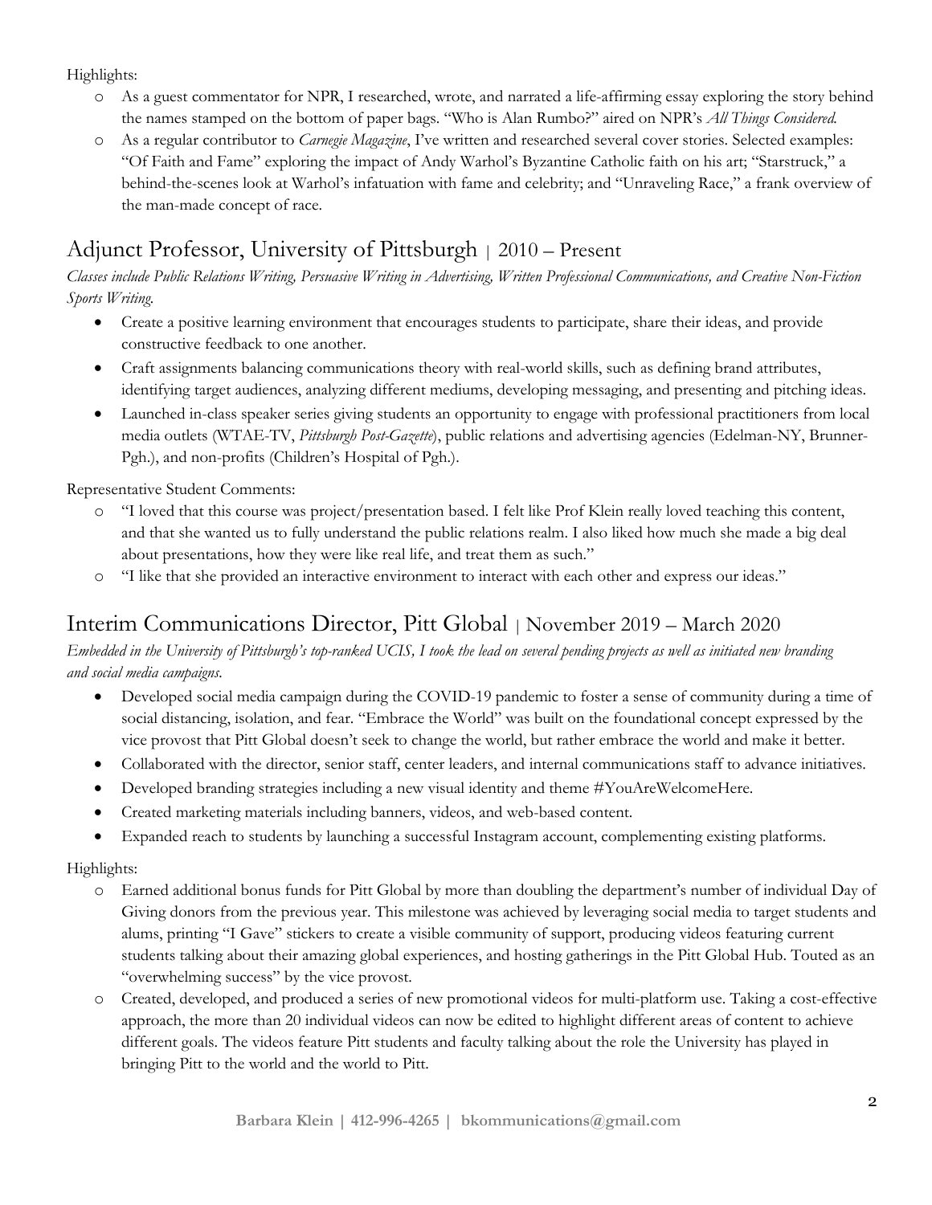Highlights:

- As a guest commentator for NPR, I researched, wrote, and narrated a life-affirming essay exploring the story behind the names stamped on the bottom of paper bags. "Who is Alan Rumbo?" aired on NPR's *All Things Considered.*
- As a regular contributor to *Carnegie Magazine*, I've written and researched several cover stories. Selected examples: "Of Faith and Fame" exploring the impact of Andy Warhol's Byzantine Catholic faith on his art; "Starstruck," a behind-the-scenes look at Warhol's infatuation with fame and celebrity; and "Unraveling Race," a frank overview of the man-made concept of race.

## Adjunct Professor, University of Pittsburgh | 2010 – Present

*Classes include Public Relations Writing, Persuasive Writing in Advertising, Written Professional Communications, and Creative Non-Fiction Sports Writing.*

- Create a positive learning environment that encourages students to participate, share their ideas, and provide constructive feedback to one another.
- Craft assignments balancing communications theory with real-world skills, such as defining brand attributes, identifying target audiences, analyzing different mediums, developing messaging, and presenting and pitching ideas.
- Launched in-class speaker series giving students an opportunity to engage with professional practitioners from local media outlets (WTAE-TV, *Pittsburgh Post-Gazette*), public relations and advertising agencies (Edelman-NY, Brunner-Pgh.), and non-profits (Children's Hospital of Pgh.).

Representative Student Comments:

- "I loved that this course was project/presentation based. I felt like Prof Klein really loved teaching this content, and that she wanted us to fully understand the public relations realm. I also liked how much she made a big deal about presentations, how they were like real life, and treat them as such."
- "I like that she provided an interactive environment to interact with each other and express our ideas."

## Interim Communications Director, Pitt Global | November 2019 – March 2020

*Embedded in the University of Pittsburgh's top-ranked UCIS, I took the lead on several pending projects as well as initiated new branding and social media campaigns.*

- Developed social media campaign during the COVID-19 pandemic to foster a sense of community during a time of social distancing, isolation, and fear. "Embrace the World" was built on the foundational concept expressed by the vice provost that Pitt Global doesn't seek to change the world, but rather embrace the world and make it better.
- Collaborated with the director, senior staff, center leaders, and internal communications staff to advance initiatives.
- Developed branding strategies including a new visual identity and theme #YouAreWelcomeHere.
- Created marketing materials including banners, videos, and web-based content.
- Expanded reach to students by launching a successful Instagram account, complementing existing platforms.

Highlights:

- Earned additional bonus funds for Pitt Global by more than doubling the department's number of individual Day of Giving donors from the previous year. This milestone was achieved by leveraging social media to target students and alums, printing "I Gave" stickers to create a visible community of support, producing videos featuring current students talking about their amazing global experiences, and hosting gatherings in the Pitt Global Hub. Touted as an "overwhelming success" by the vice provost.
- Created, developed, and produced a series of new promotional videos for multi-platform use. Taking a cost-effective approach, the more than 20 individual videos can now be edited to highlight different areas of content to achieve different goals. The videos feature Pitt students and faculty talking about the role the University has played in bringing Pitt to the world and the world to Pitt.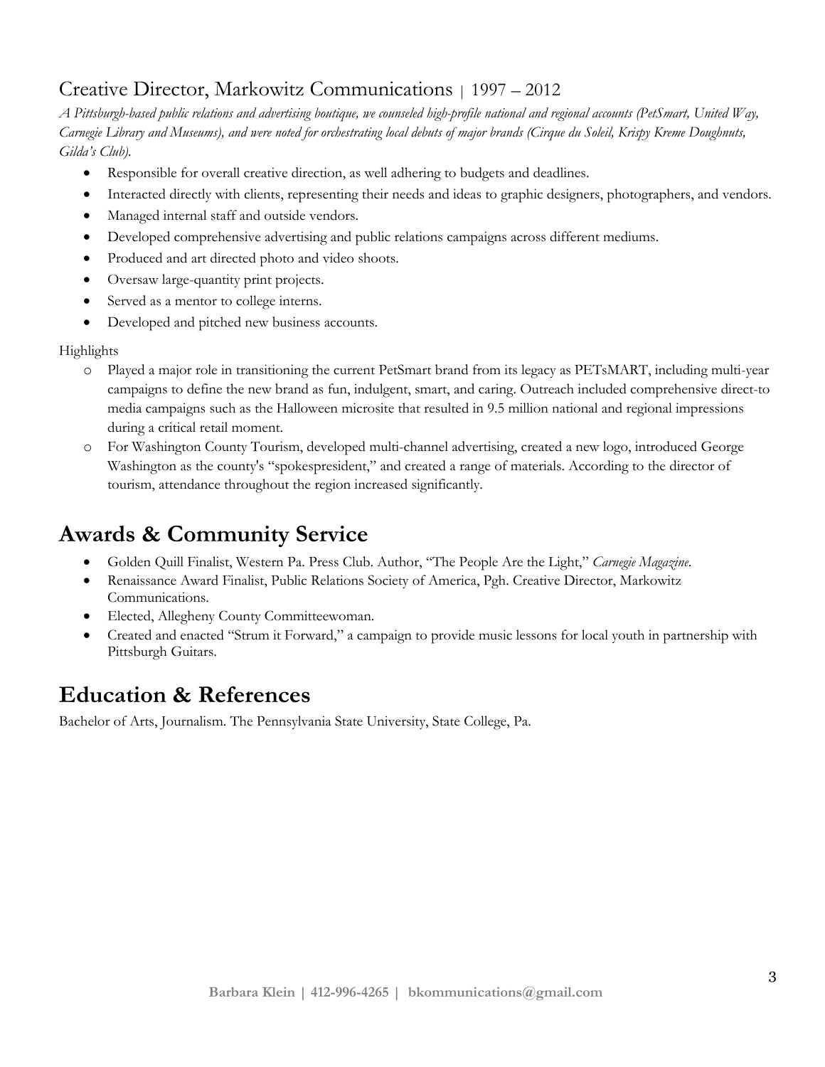### Creative Director, Markowitz Communications | 1997 – 2012

*A Pittsburgh-based public relations and advertising boutique, we counseled high-profile national and regional accounts (PetSmart, United Way, Carnegie Library and Museums), and were noted for orchestrating local debuts of major brands (Cirque du Soleil, Krispy Kreme Doughnuts, Gilda's Club).*

- Responsible for overall creative direction, as well adhering to budgets and deadlines.
- Interacted directly with clients, representing their needs and ideas to graphic designers, photographers, and vendors.
- Managed internal staff and outside vendors.
- Developed comprehensive advertising and public relations campaigns across different mediums.
- Produced and art directed photo and video shoots.
- Oversaw large-quantity print projects.
- Served as a mentor to college interns.
- Developed and pitched new business accounts.

Highlights

- Played a major role in transitioning the current PetSmart brand from its legacy as PETsMART, including multi-year campaigns to define the new brand as fun, indulgent, smart, and caring. Outreach included comprehensive direct-to media campaigns such as the Halloween microsite that resulted in 9.5 million national and regional impressions during a critical retail moment.
- For Washington County Tourism, developed multi-channel advertising, created a new logo, introduced George Washington as the county's "spokespresident," and created a range of materials. According to the director of tourism, attendance throughout the region increased significantly.

## Awards & Community Service

- Golden Quill Finalist, Western Pa. Press Club. Author, "The People Are the Light," *Carnegie Magazine*.
- Renaissance Award Finalist, Public Relations Society of America, Pgh. Creative Director, Markowitz Communications.
- Elected, Allegheny County Committeewoman.
- Created and enacted "Strum it Forward," a campaign to provide music lessons for local youth in partnership with Pittsburgh Guitars.

## Education & References

Bachelor of Arts, Journalism. The Pennsylvania State University, State College, Pa.